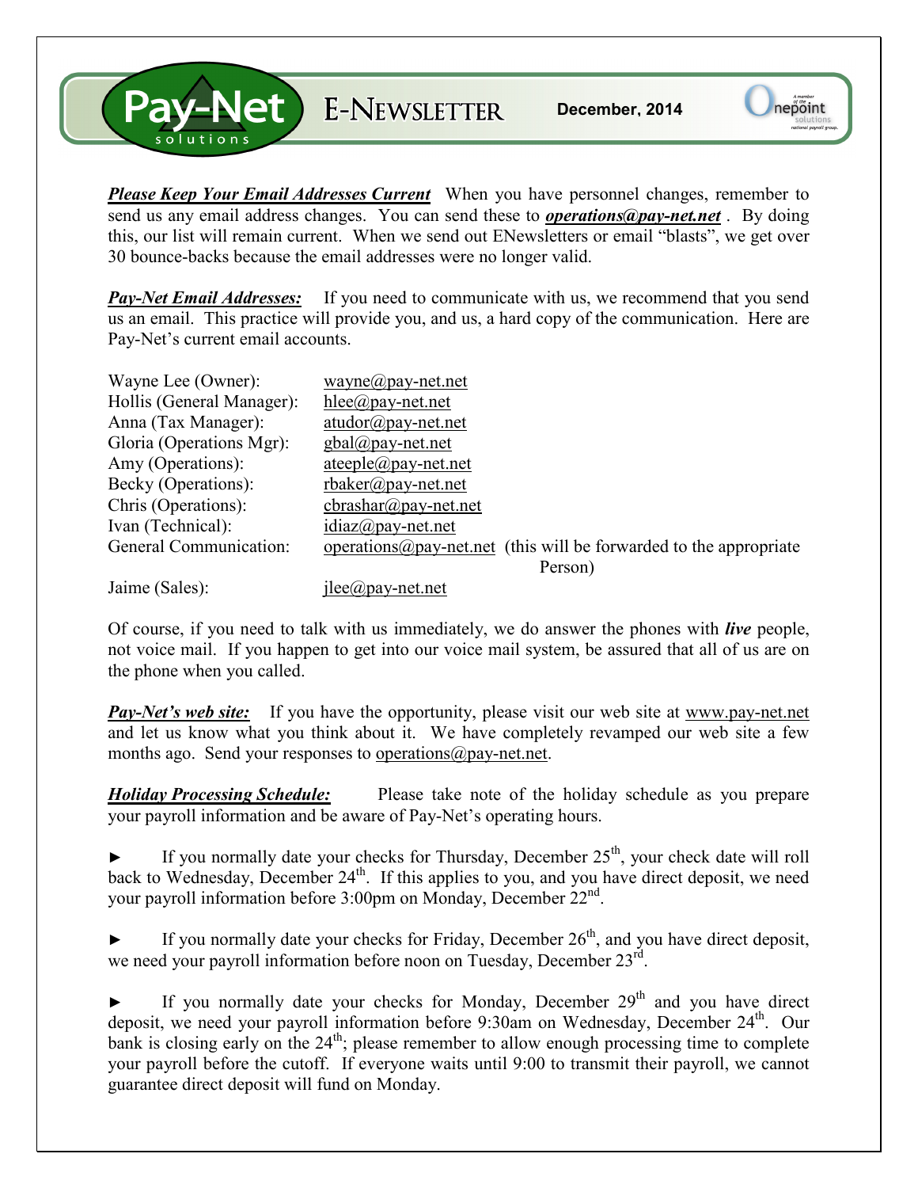# Pay-Net solutions E-NEWSLETTER

December, 2014

***Please Keep Your Email Addresses Current*** When you have personnel changes, remember to send us any email address changes. You can send these to ***operations@pay-net.net*** . By doing this, our list will remain current. When we send out ENewsletters or email "blasts", we get over 30 bounce-backs because the email addresses were no longer valid.

***Pay-Net Email Addresses:*** If you need to communicate with us, we recommend that you send us an email. This practice will provide you, and us, a hard copy of the communication. Here are Pay-Net's current email accounts.

| | |
|---|---|
| Wayne Lee (Owner): | wayne@pay-net.net |
| Hollis (General Manager): | hlee@pay-net.net |
| Anna (Tax Manager): | atudor@pay-net.net |
| Gloria (Operations Mgr): | gbal@pay-net.net |
| Amy (Operations): | ateeple@pay-net.net |
| Becky (Operations): | rbaker@pay-net.net |
| Chris (Operations): | cbrashar@pay-net.net |
| Ivan (Technical): | idiaz@pay-net.net |
| General Communication: | operations@pay-net.net (this will be forwarded to the appropriate Person) |
| Jaime (Sales): | jlee@pay-net.net |

Of course, if you need to talk with us immediately, we do answer the phones with ***live*** people, not voice mail. If you happen to get into our voice mail system, be assured that all of us are on the phone when you called.

***Pay-Net's web site:*** If you have the opportunity, please visit our web site at www.pay-net.net and let us know what you think about it. We have completely revamped our web site a few months ago. Send your responses to operations@pay-net.net.

***Holiday Processing Schedule:*** Please take note of the holiday schedule as you prepare your payroll information and be aware of Pay-Net's operating hours.

► If you normally date your checks for Thursday, December 25th, your check date will roll back to Wednesday, December 24th. If this applies to you, and you have direct deposit, we need your payroll information before 3:00pm on Monday, December 22nd.

► If you normally date your checks for Friday, December 26th, and you have direct deposit, we need your payroll information before noon on Tuesday, December 23rd.

► If you normally date your checks for Monday, December 29th and you have direct deposit, we need your payroll information before 9:30am on Wednesday, December 24th. Our bank is closing early on the 24th; please remember to allow enough processing time to complete your payroll before the cutoff. If everyone waits until 9:00 to transmit their payroll, we cannot guarantee direct deposit will fund on Monday.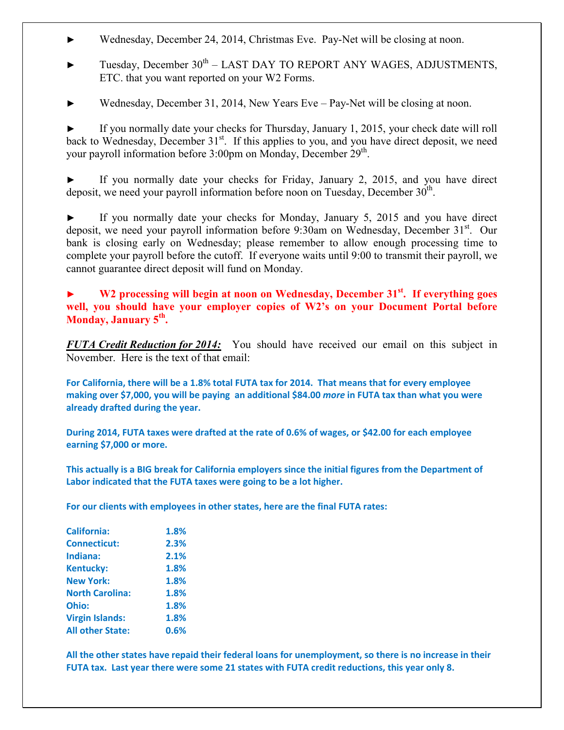- ► Wednesday, December 24, 2014, Christmas Eve. Pay-Net will be closing at noon.

- ► Tuesday, December 30th – LAST DAY TO REPORT ANY WAGES, ADJUSTMENTS, ETC. that you want reported on your W2 Forms.

- ► Wednesday, December 31, 2014, New Years Eve – Pay-Net will be closing at noon.

- ► If you normally date your checks for Thursday, January 1, 2015, your check date will roll back to Wednesday, December 31st. If this applies to you, and you have direct deposit, we need your payroll information before 3:00pm on Monday, December 29th.

- ► If you normally date your checks for Friday, January 2, 2015, and you have direct deposit, we need your payroll information before noon on Tuesday, December 30th.

- ► If you normally date your checks for Monday, January 5, 2015 and you have direct deposit, we need your payroll information before 9:30am on Wednesday, December 31st. Our bank is closing early on Wednesday; please remember to allow enough processing time to complete your payroll before the cutoff. If everyone waits until 9:00 to transmit their payroll, we cannot guarantee direct deposit will fund on Monday.

- ► **W2 processing will begin at noon on Wednesday, December 31st. If everything goes well, you should have your employer copies of W2's on your Document Portal before Monday, January 5th.**

***FUTA Credit Reduction for 2014:*** You should have received our email on this subject in November. Here is the text of that email:

**For California, there will be a 1.8% total FUTA tax for 2014. That means that for every employee making over $7,000, you will be paying an additional $84.00 *more* in FUTA tax than what you were already drafted during the year.**

**During 2014, FUTA taxes were drafted at the rate of 0.6% of wages, or $42.00 for each employee earning $7,000 or more.**

**This actually is a BIG break for California employers since the initial figures from the Department of Labor indicated that the FUTA taxes were going to be a lot higher.**

**For our clients with employees in other states, here are the final FUTA rates:**

| | |
|---|---|
| **California:** | **1.8%** |
| **Connecticut:** | **2.3%** |
| **Indiana:** | **2.1%** |
| **Kentucky:** | **1.8%** |
| **New York:** | **1.8%** |
| **North Carolina:** | **1.8%** |
| **Ohio:** | **1.8%** |
| **Virgin Islands:** | **1.8%** |
| **All other State:** | **0.6%** |

**All the other states have repaid their federal loans for unemployment, so there is no increase in their FUTA tax. Last year there were some 21 states with FUTA credit reductions, this year only 8.**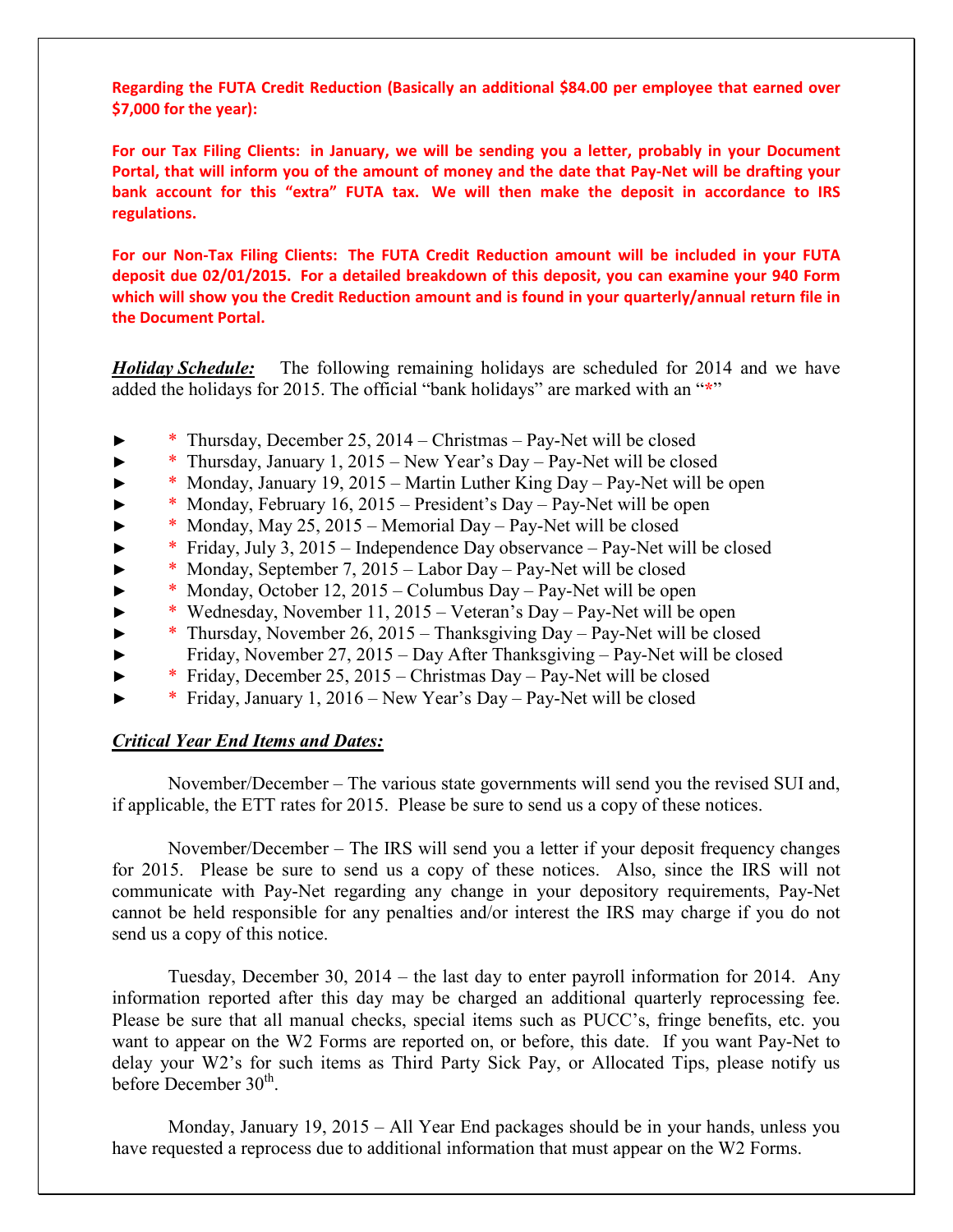**Regarding the FUTA Credit Reduction (Basically an additional $84.00 per employee that earned over $7,000 for the year):**

**For our Tax Filing Clients: in January, we will be sending you a letter, probably in your Document Portal, that will inform you of the amount of money and the date that Pay-Net will be drafting your bank account for this "extra" FUTA tax. We will then make the deposit in accordance to IRS regulations.**

**For our Non-Tax Filing Clients: The FUTA Credit Reduction amount will be included in your FUTA deposit due 02/01/2015. For a detailed breakdown of this deposit, you can examine your 940 Form which will show you the Credit Reduction amount and is found in your quarterly/annual return file in the Document Portal.**

***Holiday Schedule:*** The following remaining holidays are scheduled for 2014 and we have added the holidays for 2015. The official "bank holidays" are marked with an "*"

- ► * Thursday, December 25, 2014 – Christmas – Pay-Net will be closed
- ► * Thursday, January 1, 2015 – New Year's Day – Pay-Net will be closed
- ► * Monday, January 19, 2015 – Martin Luther King Day – Pay-Net will be open
- ► * Monday, February 16, 2015 – President's Day – Pay-Net will be open
- ► * Monday, May 25, 2015 – Memorial Day – Pay-Net will be closed
- ► * Friday, July 3, 2015 – Independence Day observance – Pay-Net will be closed
- ► * Monday, September 7, 2015 – Labor Day – Pay-Net will be closed
- ► * Monday, October 12, 2015 – Columbus Day – Pay-Net will be open
- ► * Wednesday, November 11, 2015 – Veteran's Day – Pay-Net will be open
- ► * Thursday, November 26, 2015 – Thanksgiving Day – Pay-Net will be closed
- ► Friday, November 27, 2015 – Day After Thanksgiving – Pay-Net will be closed
- ► * Friday, December 25, 2015 – Christmas Day – Pay-Net will be closed
- ► * Friday, January 1, 2016 – New Year's Day – Pay-Net will be closed

***Critical Year End Items and Dates:***

November/December – The various state governments will send you the revised SUI and, if applicable, the ETT rates for 2015. Please be sure to send us a copy of these notices.

November/December – The IRS will send you a letter if your deposit frequency changes for 2015. Please be sure to send us a copy of these notices. Also, since the IRS will not communicate with Pay-Net regarding any change in your depository requirements, Pay-Net cannot be held responsible for any penalties and/or interest the IRS may charge if you do not send us a copy of this notice.

Tuesday, December 30, 2014 – the last day to enter payroll information for 2014. Any information reported after this day may be charged an additional quarterly reprocessing fee. Please be sure that all manual checks, special items such as PUCC's, fringe benefits, etc. you want to appear on the W2 Forms are reported on, or before, this date. If you want Pay-Net to delay your W2's for such items as Third Party Sick Pay, or Allocated Tips, please notify us before December 30th.

Monday, January 19, 2015 – All Year End packages should be in your hands, unless you have requested a reprocess due to additional information that must appear on the W2 Forms.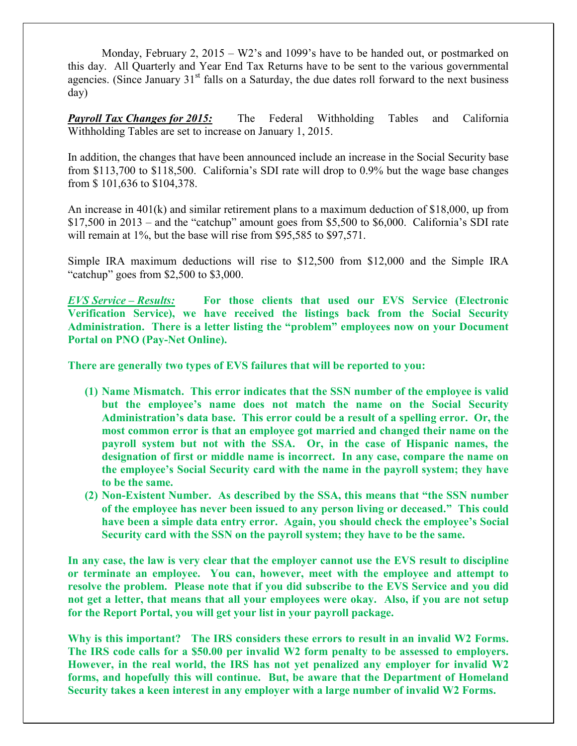Monday, February 2, 2015 – W2's and 1099's have to be handed out, or postmarked on this day. All Quarterly and Year End Tax Returns have to be sent to the various governmental agencies. (Since January 31st falls on a Saturday, the due dates roll forward to the next business day)

***Payroll Tax Changes for 2015:*** The Federal Withholding Tables and California Withholding Tables are set to increase on January 1, 2015.

In addition, the changes that have been announced include an increase in the Social Security base from $113,700 to $118,500. California's SDI rate will drop to 0.9% but the wage base changes from $ 101,636 to $104,378.

An increase in 401(k) and similar retirement plans to a maximum deduction of $18,000, up from $17,500 in 2013 – and the "catchup" amount goes from $5,500 to $6,000. California's SDI rate will remain at 1%, but the base will rise from $95,585 to $97,571.

Simple IRA maximum deductions will rise to $12,500 from $12,000 and the Simple IRA "catchup" goes from $2,500 to $3,000.

***EVS Service – Results:*** **For those clients that used our EVS Service (Electronic Verification Service), we have received the listings back from the Social Security Administration. There is a letter listing the "problem" employees now on your Document Portal on PNO (Pay-Net Online).**

**There are generally two types of EVS failures that will be reported to you:**

1. **Name Mismatch. This error indicates that the SSN number of the employee is valid but the employee's name does not match the name on the Social Security Administration's data base. This error could be a result of a spelling error. Or, the most common error is that an employee got married and changed their name on the payroll system but not with the SSA. Or, in the case of Hispanic names, the designation of first or middle name is incorrect. In any case, compare the name on the employee's Social Security card with the name in the payroll system; they have to be the same.**
2. **Non-Existent Number. As described by the SSA, this means that "the SSN number of the employee has never been issued to any person living or deceased." This could have been a simple data entry error. Again, you should check the employee's Social Security card with the SSN on the payroll system; they have to be the same.**

**In any case, the law is very clear that the employer cannot use the EVS result to discipline or terminate an employee. You can, however, meet with the employee and attempt to resolve the problem. Please note that if you did subscribe to the EVS Service and you did not get a letter, that means that all your employees were okay. Also, if you are not setup for the Report Portal, you will get your list in your payroll package.**

**Why is this important? The IRS considers these errors to result in an invalid W2 Forms. The IRS code calls for a $50.00 per invalid W2 form penalty to be assessed to employers. However, in the real world, the IRS has not yet penalized any employer for invalid W2 forms, and hopefully this will continue. But, be aware that the Department of Homeland Security takes a keen interest in any employer with a large number of invalid W2 Forms.**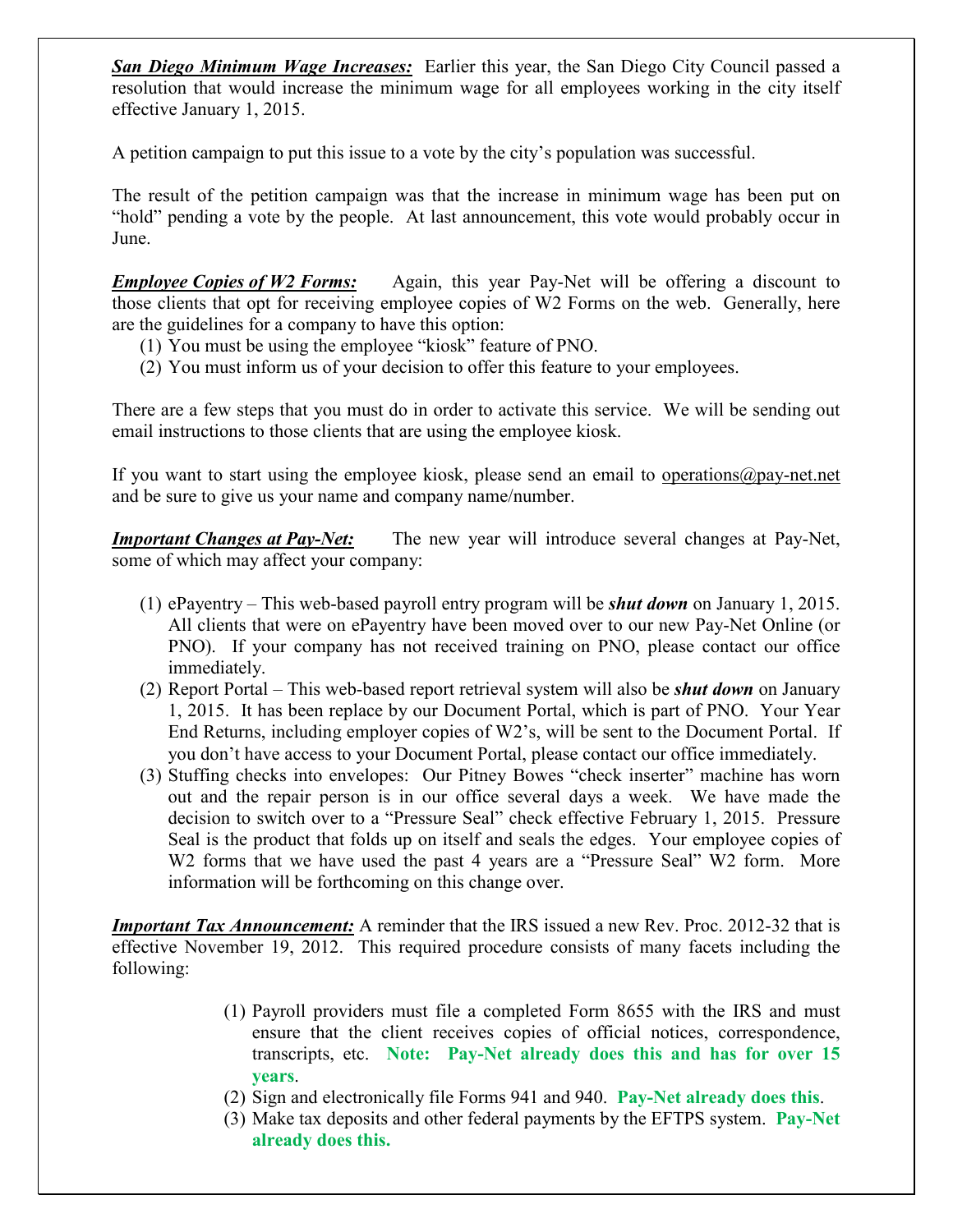***San Diego Minimum Wage Increases:*** Earlier this year, the San Diego City Council passed a resolution that would increase the minimum wage for all employees working in the city itself effective January 1, 2015.

A petition campaign to put this issue to a vote by the city's population was successful.

The result of the petition campaign was that the increase in minimum wage has been put on "hold" pending a vote by the people. At last announcement, this vote would probably occur in June.

***Employee Copies of W2 Forms:*** Again, this year Pay-Net will be offering a discount to those clients that opt for receiving employee copies of W2 Forms on the web. Generally, here are the guidelines for a company to have this option:

1. You must be using the employee "kiosk" feature of PNO.
2. You must inform us of your decision to offer this feature to your employees.

There are a few steps that you must do in order to activate this service. We will be sending out email instructions to those clients that are using the employee kiosk.

If you want to start using the employee kiosk, please send an email to operations@pay-net.net and be sure to give us your name and company name/number.

***Important Changes at Pay-Net:*** The new year will introduce several changes at Pay-Net, some of which may affect your company:

1. ePayentry – This web-based payroll entry program will be ***shut down*** on January 1, 2015. All clients that were on ePayentry have been moved over to our new Pay-Net Online (or PNO). If your company has not received training on PNO, please contact our office immediately.
2. Report Portal – This web-based report retrieval system will also be ***shut down*** on January 1, 2015. It has been replace by our Document Portal, which is part of PNO. Your Year End Returns, including employer copies of W2's, will be sent to the Document Portal. If you don't have access to your Document Portal, please contact our office immediately.
3. Stuffing checks into envelopes: Our Pitney Bowes "check inserter" machine has worn out and the repair person is in our office several days a week. We have made the decision to switch over to a "Pressure Seal" check effective February 1, 2015. Pressure Seal is the product that folds up on itself and seals the edges. Your employee copies of W2 forms that we have used the past 4 years are a "Pressure Seal" W2 form. More information will be forthcoming on this change over.

***Important Tax Announcement:*** A reminder that the IRS issued a new Rev. Proc. 2012-32 that is effective November 19, 2012. This required procedure consists of many facets including the following:

1. Payroll providers must file a completed Form 8655 with the IRS and must ensure that the client receives copies of official notices, correspondence, transcripts, etc. **Note: Pay-Net already does this and has for over 15 years**.
2. Sign and electronically file Forms 941 and 940. **Pay-Net already does this**.
3. Make tax deposits and other federal payments by the EFTPS system. **Pay-Net already does this.**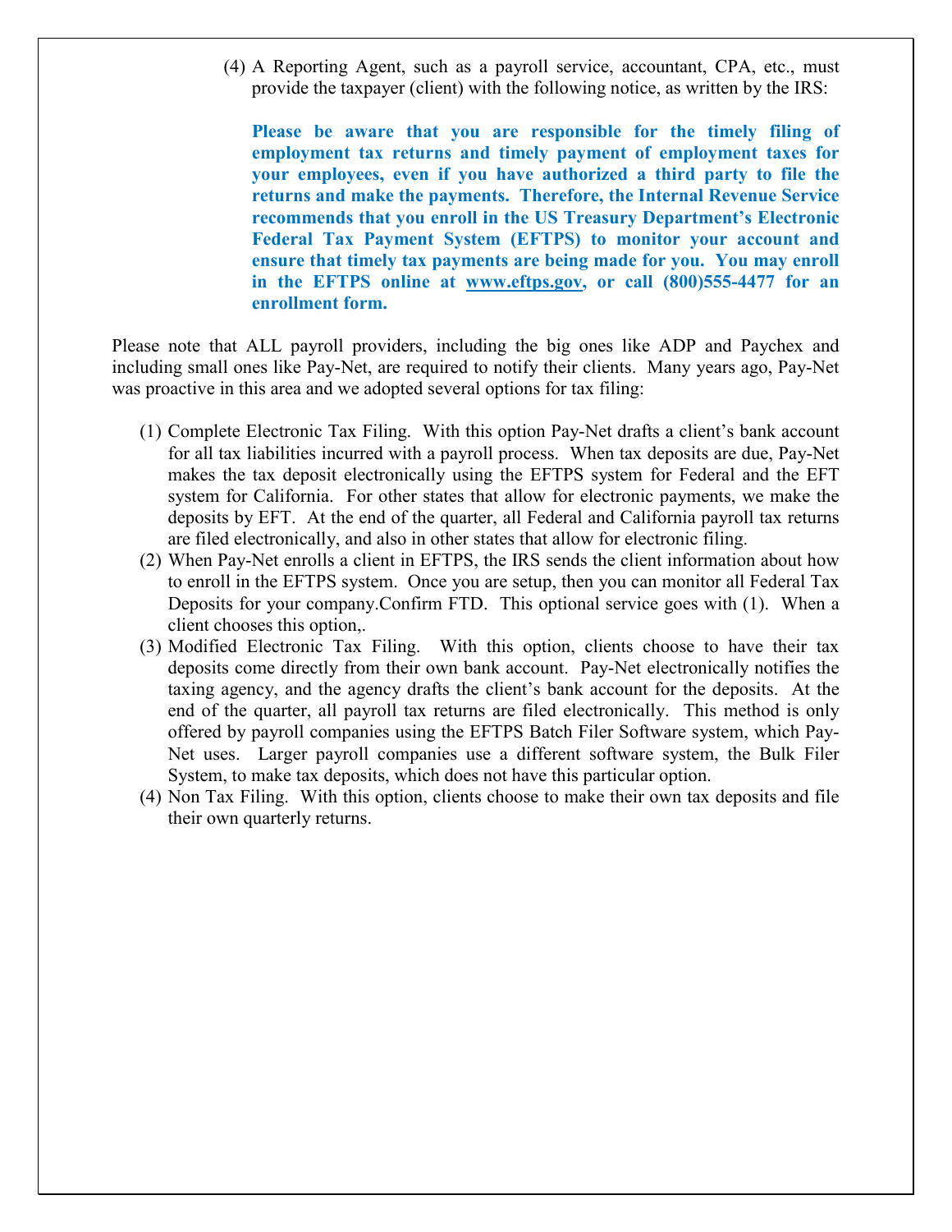(4) A Reporting Agent, such as a payroll service, accountant, CPA, etc., must provide the taxpayer (client) with the following notice, as written by the IRS:

> **Please be aware that you are responsible for the timely filing of employment tax returns and timely payment of employment taxes for your employees, even if you have authorized a third party to file the returns and make the payments. Therefore, the Internal Revenue Service recommends that you enroll in the US Treasury Department's Electronic Federal Tax Payment System (EFTPS) to monitor your account and ensure that timely tax payments are being made for you. You may enroll in the EFTPS online at www.eftps.gov, or call (800)555-4477 for an enrollment form.**

Please note that ALL payroll providers, including the big ones like ADP and Paychex and including small ones like Pay-Net, are required to notify their clients. Many years ago, Pay-Net was proactive in this area and we adopted several options for tax filing:

1. Complete Electronic Tax Filing. With this option Pay-Net drafts a client's bank account for all tax liabilities incurred with a payroll process. When tax deposits are due, Pay-Net makes the tax deposit electronically using the EFTPS system for Federal and the EFT system for California. For other states that allow for electronic payments, we make the deposits by EFT. At the end of the quarter, all Federal and California payroll tax returns are filed electronically, and also in other states that allow for electronic filing.
2. When Pay-Net enrolls a client in EFTPS, the IRS sends the client information about how to enroll in the EFTPS system. Once you are setup, then you can monitor all Federal Tax Deposits for your company.Confirm FTD. This optional service goes with (1). When a client chooses this option,.
3. Modified Electronic Tax Filing. With this option, clients choose to have their tax deposits come directly from their own bank account. Pay-Net electronically notifies the taxing agency, and the agency drafts the client's bank account for the deposits. At the end of the quarter, all payroll tax returns are filed electronically. This method is only offered by payroll companies using the EFTPS Batch Filer Software system, which Pay-Net uses. Larger payroll companies use a different software system, the Bulk Filer System, to make tax deposits, which does not have this particular option.
4. Non Tax Filing. With this option, clients choose to make their own tax deposits and file their own quarterly returns.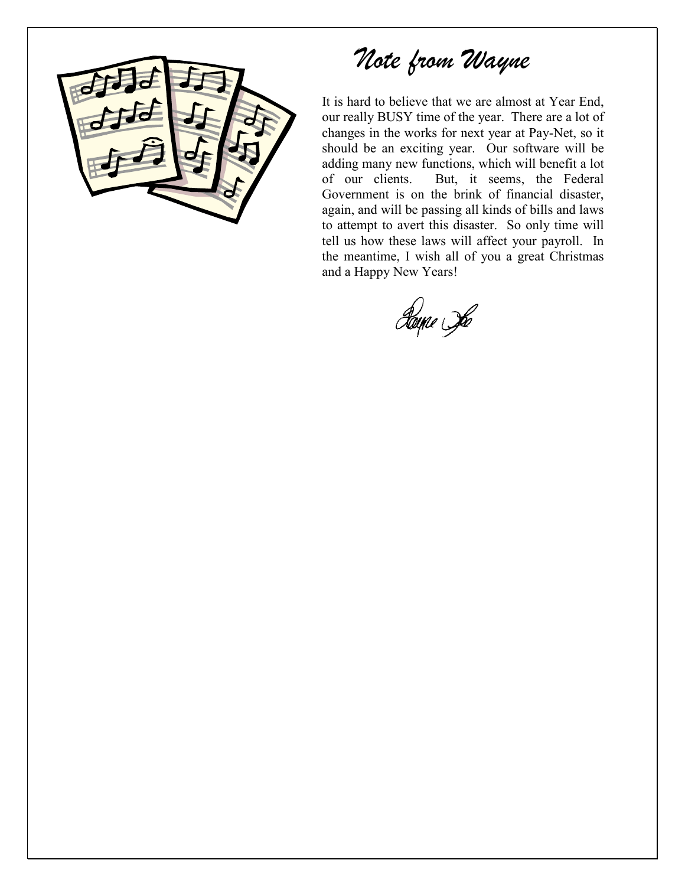# Note from Wayne

It is hard to believe that we are almost at Year End, our really BUSY time of the year. There are a lot of changes in the works for next year at Pay-Net, so it should be an exciting year. Our software will be adding many new functions, which will benefit a lot of our clients. But, it seems, the Federal Government is on the brink of financial disaster, again, and will be passing all kinds of bills and laws to attempt to avert this disaster. So only time will tell us how these laws will affect your payroll. In the meantime, I wish all of you a great Christmas and a Happy New Years!

Wayne Joe